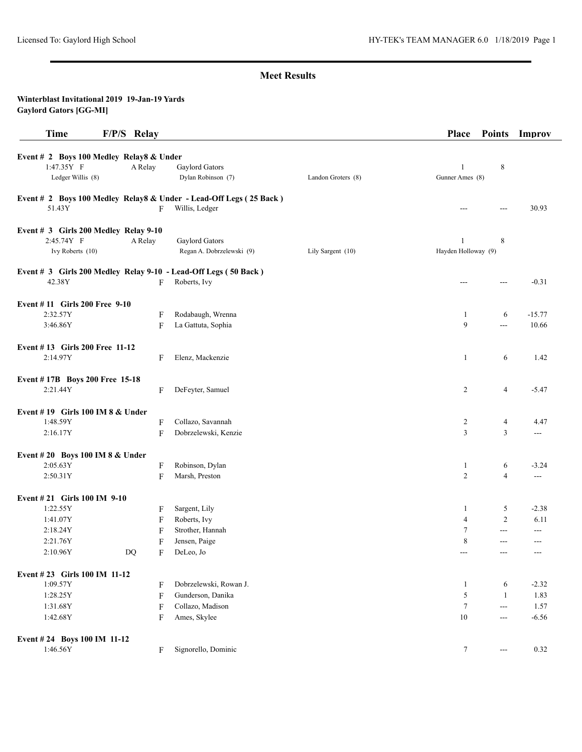## Meet Results

**Winterblast Invitational 2019 19-Jan-19 Yards**
**Gaylord Gators [GG-MI]**

| Time | F/P/S | Relay | | | Place | Points | Improv |
|---|---|---|---|---|---|---|---|
| **Event # 2 Boys 100 Medley Relay8 & Under** | | | | | | | |
| 1:47.35Y F | | A Relay | Gaylord Gators | | 1 | 8 | |
| Ledger Willis (8) | | | Dylan Robinson (7) | Landon Groters (8) | Gunner Ames (8) | | |
| **Event # 2 Boys 100 Medley Relay8 & Under - Lead-Off Legs ( 25 Back )** | | | | | | | |
| 51.43Y | | F | Willis, Ledger | | --- | --- | 30.93 |
| **Event # 3 Girls 200 Medley Relay 9-10** | | | | | | | |
| 2:45.74Y F | | A Relay | Gaylord Gators | | 1 | 8 | |
| Ivy Roberts (10) | | | Regan A. Dobrzelewski (9) | Lily Sargent (10) | Hayden Holloway (9) | | |
| **Event # 3 Girls 200 Medley Relay 9-10 - Lead-Off Legs ( 50 Back )** | | | | | | | |
| 42.38Y | | F | Roberts, Ivy | | --- | --- | -0.31 |
| **Event # 11 Girls 200 Free 9-10** | | | | | | | |
| 2:32.57Y | | F | Rodabaugh, Wrenna | | 1 | 6 | -15.77 |
| 3:46.86Y | | F | La Gattuta, Sophia | | 9 | --- | 10.66 |
| **Event # 13 Girls 200 Free 11-12** | | | | | | | |
| 2:14.97Y | | F | Elenz, Mackenzie | | 1 | 6 | 1.42 |
| **Event # 17B Boys 200 Free 15-18** | | | | | | | |
| 2:21.44Y | | F | DeFeyter, Samuel | | 2 | 4 | -5.47 |
| **Event # 19 Girls 100 IM 8 & Under** | | | | | | | |
| 1:48.59Y | | F | Collazo, Savannah | | 2 | 4 | 4.47 |
| 2:16.17Y | | F | Dobrzelewski, Kenzie | | 3 | 3 | --- |
| **Event # 20 Boys 100 IM 8 & Under** | | | | | | | |
| 2:05.63Y | | F | Robinson, Dylan | | 1 | 6 | -3.24 |
| 2:50.31Y | | F | Marsh, Preston | | 2 | 4 | --- |
| **Event # 21 Girls 100 IM 9-10** | | | | | | | |
| 1:22.55Y | | F | Sargent, Lily | | 1 | 5 | -2.38 |
| 1:41.07Y | | F | Roberts, Ivy | | 4 | 2 | 6.11 |
| 2:18.24Y | | F | Strother, Hannah | | 7 | --- | --- |
| 2:21.76Y | | F | Jensen, Paige | | 8 | --- | --- |
| 2:10.96Y | DQ | F | DeLeo, Jo | | --- | --- | --- |
| **Event # 23 Girls 100 IM 11-12** | | | | | | | |
| 1:09.57Y | | F | Dobrzelewski, Rowan J. | | 1 | 6 | -2.32 |
| 1:28.25Y | | F | Gunderson, Danika | | 5 | 1 | 1.83 |
| 1:31.68Y | | F | Collazo, Madison | | 7 | --- | 1.57 |
| 1:42.68Y | | F | Ames, Skylee | | 10 | --- | -6.56 |
| **Event # 24 Boys 100 IM 11-12** | | | | | | | |
| 1:46.56Y | | F | Signorello, Dominic | | 7 | --- | 0.32 |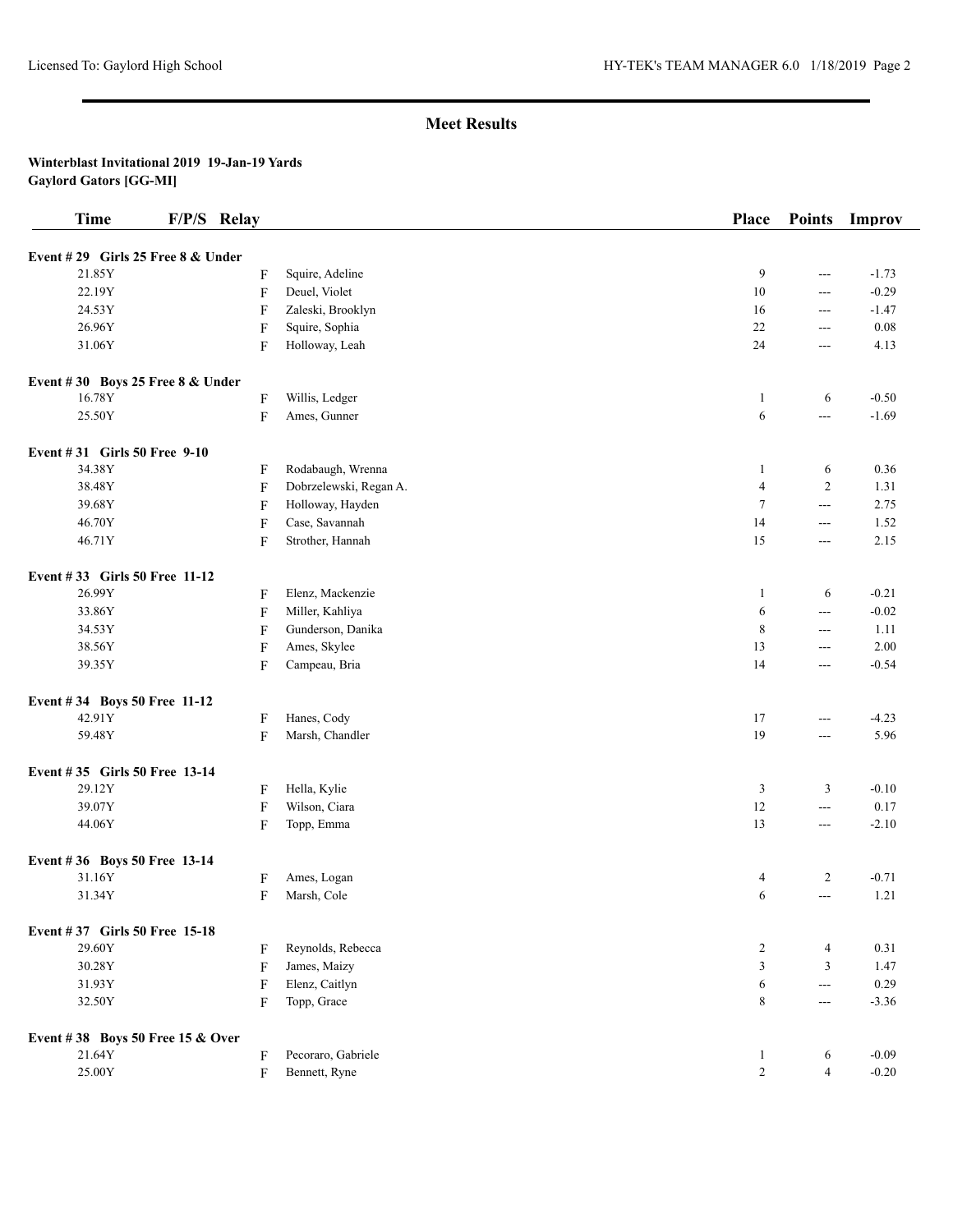## Meet Results

**Winterblast Invitational 2019 19-Jan-19 Yards**
**Gaylord Gators [GG-MI]**

| Time | F/P/S | Relay | | Place | Points | Improv |
|---|---|---|---|---|---|---|
| **Event # 29 Girls 25 Free 8 & Under** | | | | | | |
| 21.85Y | F | | Squire, Adeline | 9 | --- | -1.73 |
| 22.19Y | F | | Deuel, Violet | 10 | --- | -0.29 |
| 24.53Y | F | | Zaleski, Brooklyn | 16 | --- | -1.47 |
| 26.96Y | F | | Squire, Sophia | 22 | --- | 0.08 |
| 31.06Y | F | | Holloway, Leah | 24 | --- | 4.13 |
| **Event # 30 Boys 25 Free 8 & Under** | | | | | | |
| 16.78Y | F | | Willis, Ledger | 1 | 6 | -0.50 |
| 25.50Y | F | | Ames, Gunner | 6 | --- | -1.69 |
| **Event # 31 Girls 50 Free 9-10** | | | | | | |
| 34.38Y | F | | Rodabaugh, Wrenna | 1 | 6 | 0.36 |
| 38.48Y | F | | Dobrzelewski, Regan A. | 4 | 2 | 1.31 |
| 39.68Y | F | | Holloway, Hayden | 7 | --- | 2.75 |
| 46.70Y | F | | Case, Savannah | 14 | --- | 1.52 |
| 46.71Y | F | | Strother, Hannah | 15 | --- | 2.15 |
| **Event # 33 Girls 50 Free 11-12** | | | | | | |
| 26.99Y | F | | Elenz, Mackenzie | 1 | 6 | -0.21 |
| 33.86Y | F | | Miller, Kahliya | 6 | --- | -0.02 |
| 34.53Y | F | | Gunderson, Danika | 8 | --- | 1.11 |
| 38.56Y | F | | Ames, Skylee | 13 | --- | 2.00 |
| 39.35Y | F | | Campeau, Bria | 14 | --- | -0.54 |
| **Event # 34 Boys 50 Free 11-12** | | | | | | |
| 42.91Y | F | | Hanes, Cody | 17 | --- | -4.23 |
| 59.48Y | F | | Marsh, Chandler | 19 | --- | 5.96 |
| **Event # 35 Girls 50 Free 13-14** | | | | | | |
| 29.12Y | F | | Hella, Kylie | 3 | 3 | -0.10 |
| 39.07Y | F | | Wilson, Ciara | 12 | --- | 0.17 |
| 44.06Y | F | | Topp, Emma | 13 | --- | -2.10 |
| **Event # 36 Boys 50 Free 13-14** | | | | | | |
| 31.16Y | F | | Ames, Logan | 4 | 2 | -0.71 |
| 31.34Y | F | | Marsh, Cole | 6 | --- | 1.21 |
| **Event # 37 Girls 50 Free 15-18** | | | | | | |
| 29.60Y | F | | Reynolds, Rebecca | 2 | 4 | 0.31 |
| 30.28Y | F | | James, Maizy | 3 | 3 | 1.47 |
| 31.93Y | F | | Elenz, Caitlyn | 6 | --- | 0.29 |
| 32.50Y | F | | Topp, Grace | 8 | --- | -3.36 |
| **Event # 38 Boys 50 Free 15 & Over** | | | | | | |
| 21.64Y | F | | Pecoraro, Gabriele | 1 | 6 | -0.09 |
| 25.00Y | F | | Bennett, Ryne | 2 | 4 | -0.20 |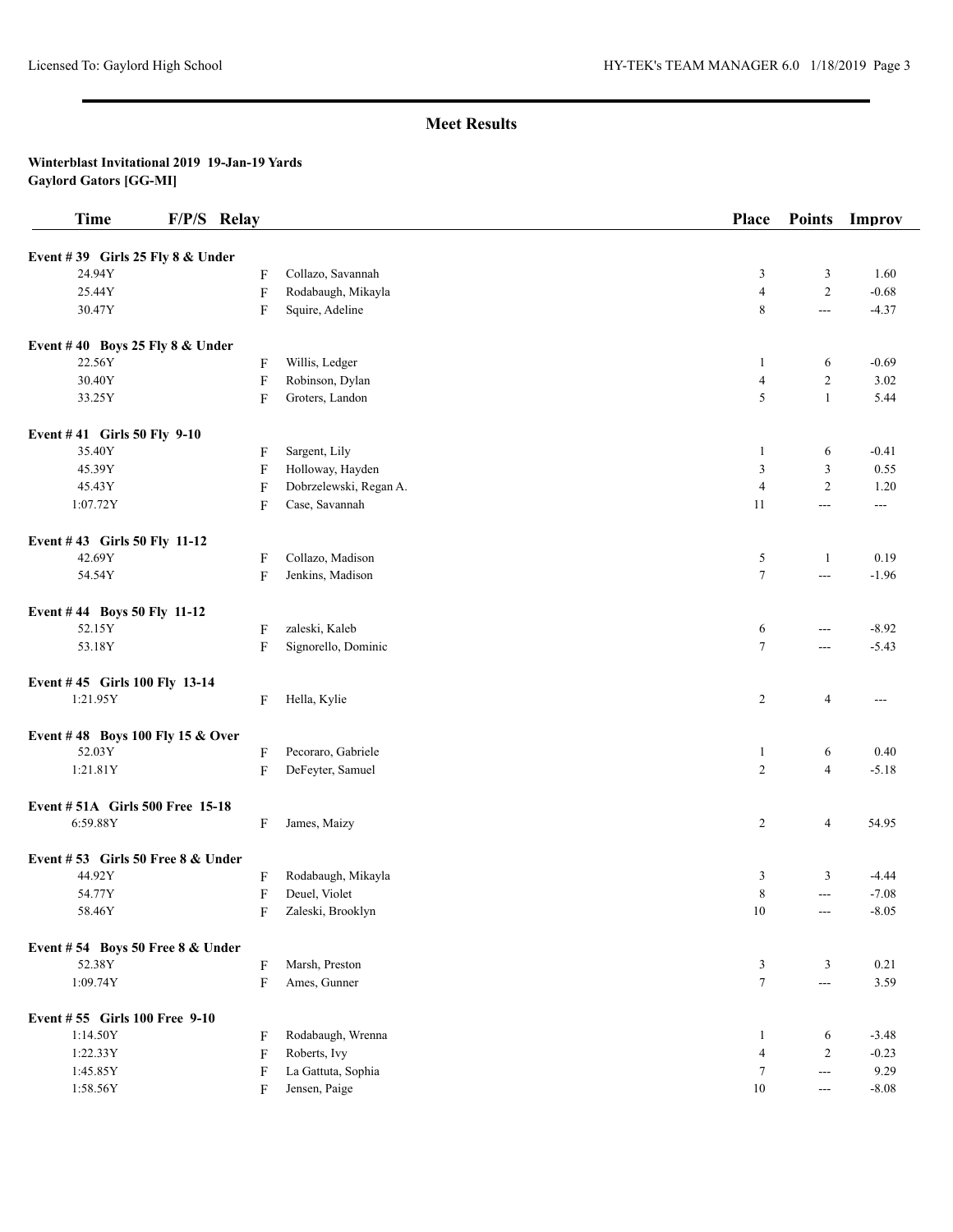## Meet Results

**Winterblast Invitational 2019 19-Jan-19 Yards**
**Gaylord Gators [GG-MI]**

| Time | F/P/S | Relay | Place | Points | Improv |
|---|---|---|---|---|---|
| **Event # 39 Girls 25 Fly 8 & Under** | | | | | |
| 24.94Y | F | Collazo, Savannah | 3 | 3 | 1.60 |
| 25.44Y | F | Rodabaugh, Mikayla | 4 | 2 | -0.68 |
| 30.47Y | F | Squire, Adeline | 8 | --- | -4.37 |
| **Event # 40 Boys 25 Fly 8 & Under** | | | | | |
| 22.56Y | F | Willis, Ledger | 1 | 6 | -0.69 |
| 30.40Y | F | Robinson, Dylan | 4 | 2 | 3.02 |
| 33.25Y | F | Groters, Landon | 5 | 1 | 5.44 |
| **Event # 41 Girls 50 Fly 9-10** | | | | | |
| 35.40Y | F | Sargent, Lily | 1 | 6 | -0.41 |
| 45.39Y | F | Holloway, Hayden | 3 | 3 | 0.55 |
| 45.43Y | F | Dobrzelewski, Regan A. | 4 | 2 | 1.20 |
| 1:07.72Y | F | Case, Savannah | 11 | --- | --- |
| **Event # 43 Girls 50 Fly 11-12** | | | | | |
| 42.69Y | F | Collazo, Madison | 5 | 1 | 0.19 |
| 54.54Y | F | Jenkins, Madison | 7 | --- | -1.96 |
| **Event # 44 Boys 50 Fly 11-12** | | | | | |
| 52.15Y | F | zaleski, Kaleb | 6 | --- | -8.92 |
| 53.18Y | F | Signorello, Dominic | 7 | --- | -5.43 |
| **Event # 45 Girls 100 Fly 13-14** | | | | | |
| 1:21.95Y | F | Hella, Kylie | 2 | 4 | --- |
| **Event # 48 Boys 100 Fly 15 & Over** | | | | | |
| 52.03Y | F | Pecoraro, Gabriele | 1 | 6 | 0.40 |
| 1:21.81Y | F | DeFeyter, Samuel | 2 | 4 | -5.18 |
| **Event # 51A Girls 500 Free 15-18** | | | | | |
| 6:59.88Y | F | James, Maizy | 2 | 4 | 54.95 |
| **Event # 53 Girls 50 Free 8 & Under** | | | | | |
| 44.92Y | F | Rodabaugh, Mikayla | 3 | 3 | -4.44 |
| 54.77Y | F | Deuel, Violet | 8 | --- | -7.08 |
| 58.46Y | F | Zaleski, Brooklyn | 10 | --- | -8.05 |
| **Event # 54 Boys 50 Free 8 & Under** | | | | | |
| 52.38Y | F | Marsh, Preston | 3 | 3 | 0.21 |
| 1:09.74Y | F | Ames, Gunner | 7 | --- | 3.59 |
| **Event # 55 Girls 100 Free 9-10** | | | | | |
| 1:14.50Y | F | Rodabaugh, Wrenna | 1 | 6 | -3.48 |
| 1:22.33Y | F | Roberts, Ivy | 4 | 2 | -0.23 |
| 1:45.85Y | F | La Gattuta, Sophia | 7 | --- | 9.29 |
| 1:58.56Y | F | Jensen, Paige | 10 | --- | -8.08 |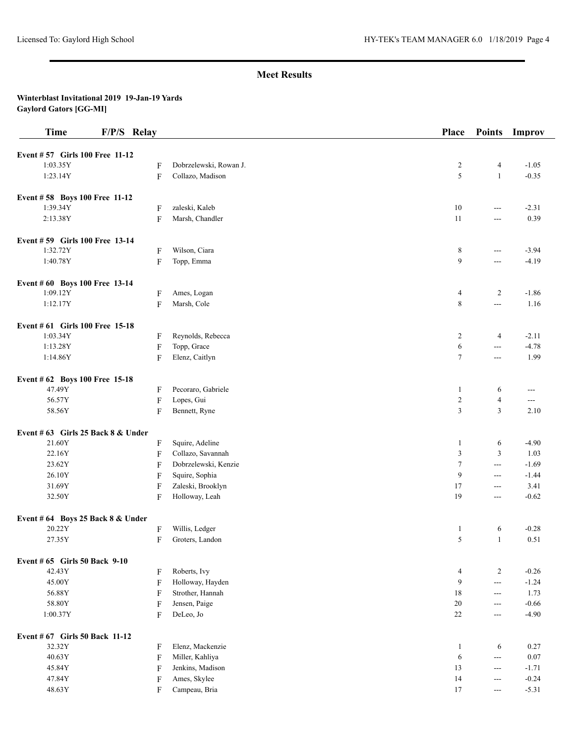## Meet Results

**Winterblast Invitational 2019 19-Jan-19 Yards**
**Gaylord Gators [GG-MI]**

| Time | F/P/S | Relay | Place | Points | Improv |
|---|---|---|---|---|---|
| **Event # 57 Girls 100 Free 11-12** | | | | | |
| 1:03.35Y | F | Dobrzelewski, Rowan J. | 2 | 4 | -1.05 |
| 1:23.14Y | F | Collazo, Madison | 5 | 1 | -0.35 |
| **Event # 58 Boys 100 Free 11-12** | | | | | |
| 1:39.34Y | F | zaleski, Kaleb | 10 | --- | -2.31 |
| 2:13.38Y | F | Marsh, Chandler | 11 | --- | 0.39 |
| **Event # 59 Girls 100 Free 13-14** | | | | | |
| 1:32.72Y | F | Wilson, Ciara | 8 | --- | -3.94 |
| 1:40.78Y | F | Topp, Emma | 9 | --- | -4.19 |
| **Event # 60 Boys 100 Free 13-14** | | | | | |
| 1:09.12Y | F | Ames, Logan | 4 | 2 | -1.86 |
| 1:12.17Y | F | Marsh, Cole | 8 | --- | 1.16 |
| **Event # 61 Girls 100 Free 15-18** | | | | | |
| 1:03.34Y | F | Reynolds, Rebecca | 2 | 4 | -2.11 |
| 1:13.28Y | F | Topp, Grace | 6 | --- | -4.78 |
| 1:14.86Y | F | Elenz, Caitlyn | 7 | --- | 1.99 |
| **Event # 62 Boys 100 Free 15-18** | | | | | |
| 47.49Y | F | Pecoraro, Gabriele | 1 | 6 | --- |
| 56.57Y | F | Lopes, Gui | 2 | 4 | --- |
| 58.56Y | F | Bennett, Ryne | 3 | 3 | 2.10 |
| **Event # 63 Girls 25 Back 8 & Under** | | | | | |
| 21.60Y | F | Squire, Adeline | 1 | 6 | -4.90 |
| 22.16Y | F | Collazo, Savannah | 3 | 3 | 1.03 |
| 23.62Y | F | Dobrzelewski, Kenzie | 7 | --- | -1.69 |
| 26.10Y | F | Squire, Sophia | 9 | --- | -1.44 |
| 31.69Y | F | Zaleski, Brooklyn | 17 | --- | 3.41 |
| 32.50Y | F | Holloway, Leah | 19 | --- | -0.62 |
| **Event # 64 Boys 25 Back 8 & Under** | | | | | |
| 20.22Y | F | Willis, Ledger | 1 | 6 | -0.28 |
| 27.35Y | F | Groters, Landon | 5 | 1 | 0.51 |
| **Event # 65 Girls 50 Back 9-10** | | | | | |
| 42.43Y | F | Roberts, Ivy | 4 | 2 | -0.26 |
| 45.00Y | F | Holloway, Hayden | 9 | --- | -1.24 |
| 56.88Y | F | Strother, Hannah | 18 | --- | 1.73 |
| 58.80Y | F | Jensen, Paige | 20 | --- | -0.66 |
| 1:00.37Y | F | DeLeo, Jo | 22 | --- | -4.90 |
| **Event # 67 Girls 50 Back 11-12** | | | | | |
| 32.32Y | F | Elenz, Mackenzie | 1 | 6 | 0.27 |
| 40.63Y | F | Miller, Kahliya | 6 | --- | 0.07 |
| 45.84Y | F | Jenkins, Madison | 13 | --- | -1.71 |
| 47.84Y | F | Ames, Skylee | 14 | --- | -0.24 |
| 48.63Y | F | Campeau, Bria | 17 | --- | -5.31 |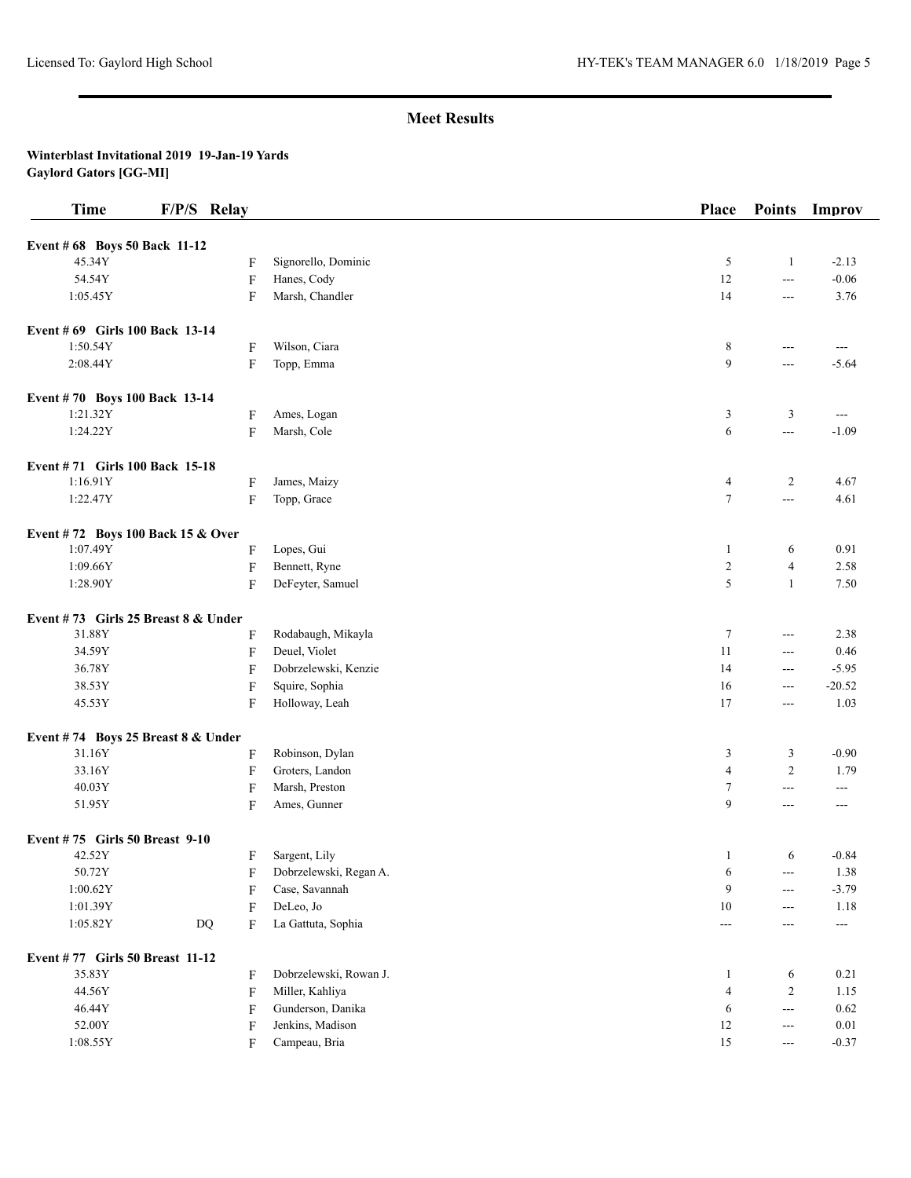## Meet Results

**Winterblast Invitational 2019 19-Jan-19 Yards**
**Gaylord Gators [GG-MI]**

| Time | F/P/S | Relay | | Place | Points | Improv |
|---|---|---|---|---|---|---|
| **Event # 68 Boys 50 Back 11-12** | | | | | | |
| 45.34Y | | F | Signorello, Dominic | 5 | 1 | -2.13 |
| 54.54Y | | F | Hanes, Cody | 12 | --- | -0.06 |
| 1:05.45Y | | F | Marsh, Chandler | 14 | --- | 3.76 |
| **Event # 69 Girls 100 Back 13-14** | | | | | | |
| 1:50.54Y | | F | Wilson, Ciara | 8 | --- | --- |
| 2:08.44Y | | F | Topp, Emma | 9 | --- | -5.64 |
| **Event # 70 Boys 100 Back 13-14** | | | | | | |
| 1:21.32Y | | F | Ames, Logan | 3 | 3 | --- |
| 1:24.22Y | | F | Marsh, Cole | 6 | --- | -1.09 |
| **Event # 71 Girls 100 Back 15-18** | | | | | | |
| 1:16.91Y | | F | James, Maizy | 4 | 2 | 4.67 |
| 1:22.47Y | | F | Topp, Grace | 7 | --- | 4.61 |
| **Event # 72 Boys 100 Back 15 & Over** | | | | | | |
| 1:07.49Y | | F | Lopes, Gui | 1 | 6 | 0.91 |
| 1:09.66Y | | F | Bennett, Ryne | 2 | 4 | 2.58 |
| 1:28.90Y | | F | DeFeyter, Samuel | 5 | 1 | 7.50 |
| **Event # 73 Girls 25 Breast 8 & Under** | | | | | | |
| 31.88Y | | F | Rodabaugh, Mikayla | 7 | --- | 2.38 |
| 34.59Y | | F | Deuel, Violet | 11 | --- | 0.46 |
| 36.78Y | | F | Dobrzelewski, Kenzie | 14 | --- | -5.95 |
| 38.53Y | | F | Squire, Sophia | 16 | --- | -20.52 |
| 45.53Y | | F | Holloway, Leah | 17 | --- | 1.03 |
| **Event # 74 Boys 25 Breast 8 & Under** | | | | | | |
| 31.16Y | | F | Robinson, Dylan | 3 | 3 | -0.90 |
| 33.16Y | | F | Groters, Landon | 4 | 2 | 1.79 |
| 40.03Y | | F | Marsh, Preston | 7 | --- | --- |
| 51.95Y | | F | Ames, Gunner | 9 | --- | --- |
| **Event # 75 Girls 50 Breast 9-10** | | | | | | |
| 42.52Y | | F | Sargent, Lily | 1 | 6 | -0.84 |
| 50.72Y | | F | Dobrzelewski, Regan A. | 6 | --- | 1.38 |
| 1:00.62Y | | F | Case, Savannah | 9 | --- | -3.79 |
| 1:01.39Y | | F | DeLeo, Jo | 10 | --- | 1.18 |
| 1:05.82Y | DQ | F | La Gattuta, Sophia | --- | --- | --- |
| **Event # 77 Girls 50 Breast 11-12** | | | | | | |
| 35.83Y | | F | Dobrzelewski, Rowan J. | 1 | 6 | 0.21 |
| 44.56Y | | F | Miller, Kahliya | 4 | 2 | 1.15 |
| 46.44Y | | F | Gunderson, Danika | 6 | --- | 0.62 |
| 52.00Y | | F | Jenkins, Madison | 12 | --- | 0.01 |
| 1:08.55Y | | F | Campeau, Bria | 15 | --- | -0.37 |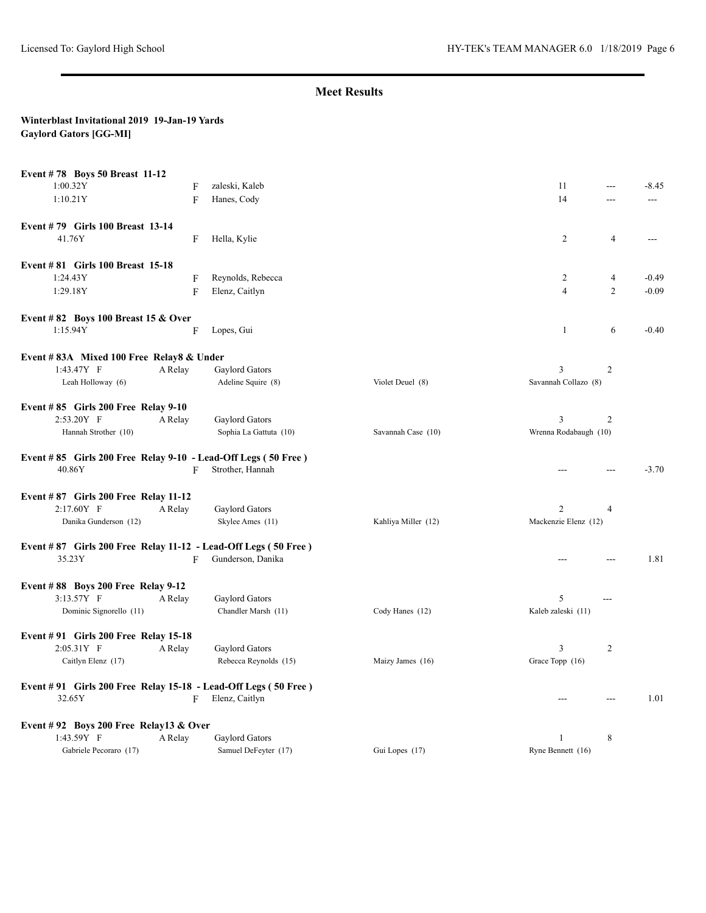## Meet Results

**Winterblast Invitational 2019 19-Jan-19 Yards**
**Gaylord Gators [GG-MI]**

**Event # 78 Boys 50 Breast 11-12**

| | | | | | | |
|---|---|---|---|---|---|---|
| 1:00.32Y | F | zaleski, Kaleb | | 11 | --- | -8.45 |
| 1:10.21Y | F | Hanes, Cody | | 14 | --- | --- |

**Event # 79 Girls 100 Breast 13-14**

| | | | | | | |
|---|---|---|---|---|---|---|
| 41.76Y | F | Hella, Kylie | | 2 | 4 | --- |

**Event # 81 Girls 100 Breast 15-18**

| | | | | | | |
|---|---|---|---|---|---|---|
| 1:24.43Y | F | Reynolds, Rebecca | | 2 | 4 | -0.49 |
| 1:29.18Y | F | Elenz, Caitlyn | | 4 | 2 | -0.09 |

**Event # 82 Boys 100 Breast 15 & Over**

| | | | | | | |
|---|---|---|---|---|---|---|
| 1:15.94Y | F | Lopes, Gui | | 1 | 6 | -0.40 |

**Event # 83A Mixed 100 Free Relay8 & Under**

| | | | | | | |
|---|---|---|---|---|---|---|
| 1:43.47Y F | A Relay | Gaylord Gators | | 3 | 2 | |
| Leah Holloway (6) | | Adeline Squire (8) | Violet Deuel (8) | Savannah Collazo (8) | | |

**Event # 85 Girls 200 Free Relay 9-10**

| | | | | | | |
|---|---|---|---|---|---|---|
| 2:53.20Y F | A Relay | Gaylord Gators | | 3 | 2 | |
| Hannah Strother (10) | | Sophia La Gattuta (10) | Savannah Case (10) | Wrenna Rodabaugh (10) | | |

**Event # 85 Girls 200 Free Relay 9-10 - Lead-Off Legs ( 50 Free )**

| | | | | | | |
|---|---|---|---|---|---|---|
| 40.86Y | F | Strother, Hannah | | --- | --- | -3.70 |

**Event # 87 Girls 200 Free Relay 11-12**

| | | | | | | |
|---|---|---|---|---|---|---|
| 2:17.60Y F | A Relay | Gaylord Gators | | 2 | 4 | |
| Danika Gunderson (12) | | Skylee Ames (11) | Kahliya Miller (12) | Mackenzie Elenz (12) | | |

**Event # 87 Girls 200 Free Relay 11-12 - Lead-Off Legs ( 50 Free )**

| | | | | | | |
|---|---|---|---|---|---|---|
| 35.23Y | F | Gunderson, Danika | | --- | --- | 1.81 |

**Event # 88 Boys 200 Free Relay 9-12**

| | | | | | | |
|---|---|---|---|---|---|---|
| 3:13.57Y F | A Relay | Gaylord Gators | | 5 | --- | |
| Dominic Signorello (11) | | Chandler Marsh (11) | Cody Hanes (12) | Kaleb zaleski (11) | | |

**Event # 91 Girls 200 Free Relay 15-18**

| | | | | | | |
|---|---|---|---|---|---|---|
| 2:05.31Y F | A Relay | Gaylord Gators | | 3 | 2 | |
| Caitlyn Elenz (17) | | Rebecca Reynolds (15) | Maizy James (16) | Grace Topp (16) | | |

**Event # 91 Girls 200 Free Relay 15-18 - Lead-Off Legs ( 50 Free )**

| | | | | | | |
|---|---|---|---|---|---|---|
| 32.65Y | F | Elenz, Caitlyn | | --- | --- | 1.01 |

**Event # 92 Boys 200 Free Relay13 & Over**

| | | | | | | |
|---|---|---|---|---|---|---|
| 1:43.59Y F | A Relay | Gaylord Gators | | 1 | 8 | |
| Gabriele Pecoraro (17) | | Samuel DeFeyter (17) | Gui Lopes (17) | Ryne Bennett (16) | | |